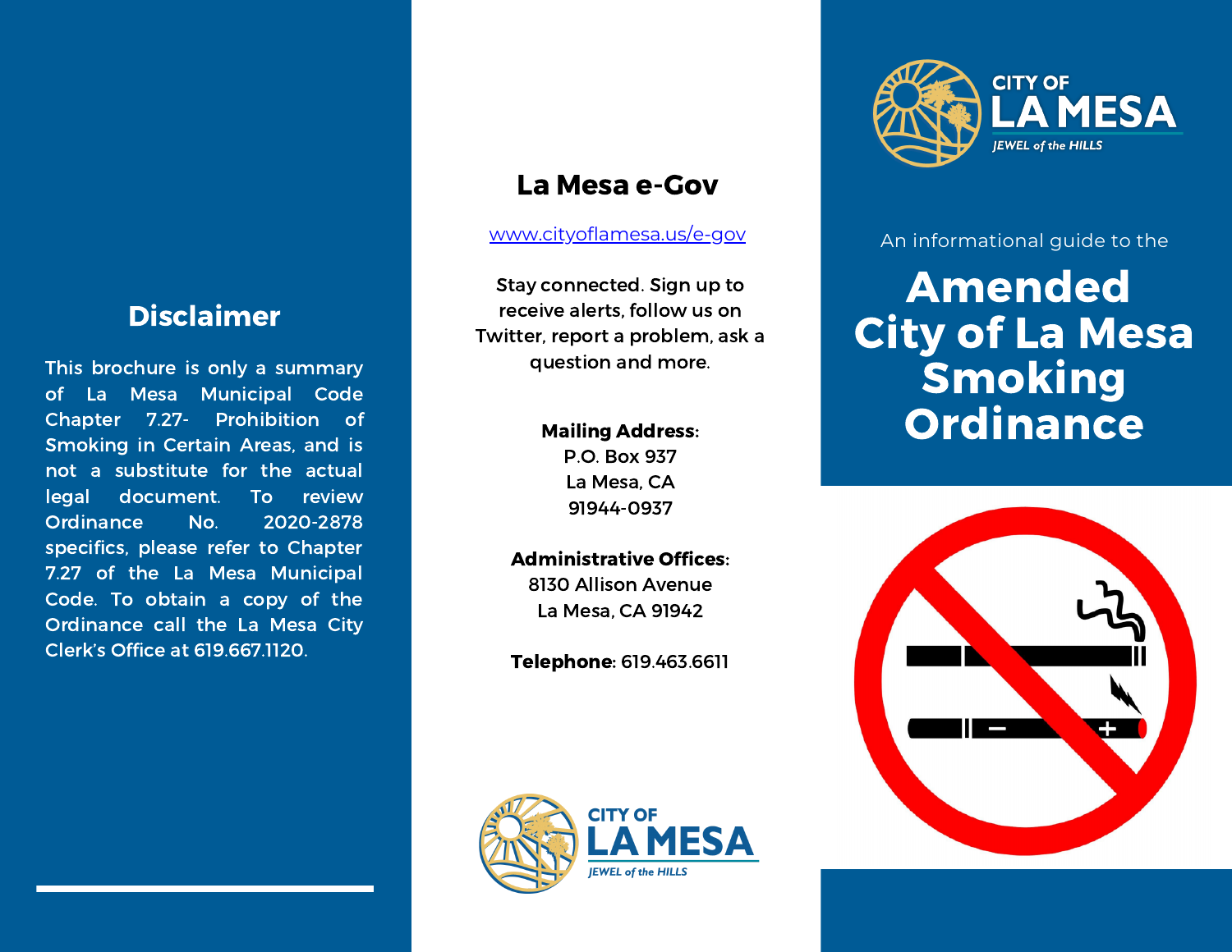## Disclaimer

This brochure is only a summary of La Mesa Municipal Code Chapter 7.27- Prohibition of Smoking in Certain Areas, and is not a substitute for the actual legal document. To review Ordinance No. 2020-2878 specifics, please refer to Chapter 7.27 of the La Mesa Municipal Code. To obtain a copy of the Ordinance call the La Mesa City Clerk's Office at 619.667.1120.

## La Mesa e-Gov

www.cityoflamesa.us/e-gov

Stay connected. Sign up to receive alerts, follow us on Twitter, report a problem, ask a question and more.

**Mailing Address:**
P.O. Box 937
La Mesa, CA
91944-0937

**Administrative Offices:**
8130 Allison Avenue
La Mesa, CA 91942

**Telephone:** 619.463.6611

CITY OF LA MESA
JEWEL of the HILLS

CITY OF LA MESA
JEWEL of the HILLS

An informational guide to the

# Amended City of La Mesa Smoking Ordinance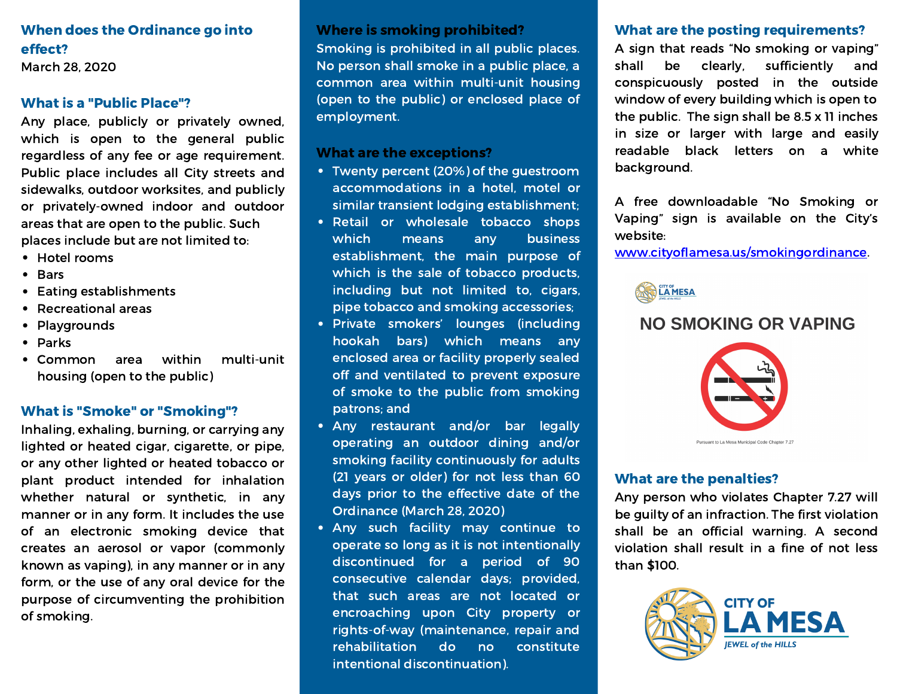## When does the Ordinance go into effect?

March 28, 2020

## What is a "Public Place"?

Any place, publicly or privately owned, which is open to the general public regardless of any fee or age requirement. Public place includes all City streets and sidewalks, outdoor worksites, and publicly or privately-owned indoor and outdoor areas that are open to the public. Such places include but are not limited to:

- Hotel rooms
- Bars
- Eating establishments
- Recreational areas
- Playgrounds
- Parks
- Common area within multi-unit housing (open to the public)

## What is "Smoke" or "Smoking"?

Inhaling, exhaling, burning, or carrying any lighted or heated cigar, cigarette, or pipe, or any other lighted or heated tobacco or plant product intended for inhalation whether natural or synthetic, in any manner or in any form. It includes the use of an electronic smoking device that creates an aerosol or vapor (commonly known as vaping), in any manner or in any form, or the use of any oral device for the purpose of circumventing the prohibition of smoking.

## Where is smoking prohibited?

Smoking is prohibited in all public places. No person shall smoke in a public place, a common area within multi-unit housing (open to the public) or enclosed place of employment.

## What are the exceptions?

- Twenty percent (20%) of the guestroom accommodations in a hotel, motel or similar transient lodging establishment;
- Retail or wholesale tobacco shops which means any business establishment, the main purpose of which is the sale of tobacco products, including but not limited to, cigars, pipe tobacco and smoking accessories;
- Private smokers' lounges (including hookah bars) which means any enclosed area or facility properly sealed off and ventilated to prevent exposure of smoke to the public from smoking patrons; and
- Any restaurant and/or bar legally operating an outdoor dining and/or smoking facility continuously for adults (21 years or older) for not less than 60 days prior to the effective date of the Ordinance (March 28, 2020)
- Any such facility may continue to operate so long as it is not intentionally discontinued for a period of 90 consecutive calendar days; provided, that such areas are not located or encroaching upon City property or rights-of-way (maintenance, repair and rehabilitation do no constitute intentional discontinuation).

## What are the posting requirements?

A sign that reads "No smoking or vaping" shall be clearly, sufficiently and conspicuously posted in the outside window of every building which is open to the public. The sign shall be 8.5 x 11 inches in size or larger with large and easily readable black letters on a white background.

A free downloadable "No Smoking or Vaping" sign is available on the City's website: www.cityoflamesa.us/smokingordinance.

CITY OF LA MESA
JEWEL of the HILLS

NO SMOKING OR VAPING

Pursuant to La Mesa Municipal Code Chapter 7.27

## What are the penalties?

Any person who violates Chapter 7.27 will be guilty of an infraction. The first violation shall be an official warning. A second violation shall result in a fine of not less than $100.

CITY OF LA MESA
JEWEL of the HILLS